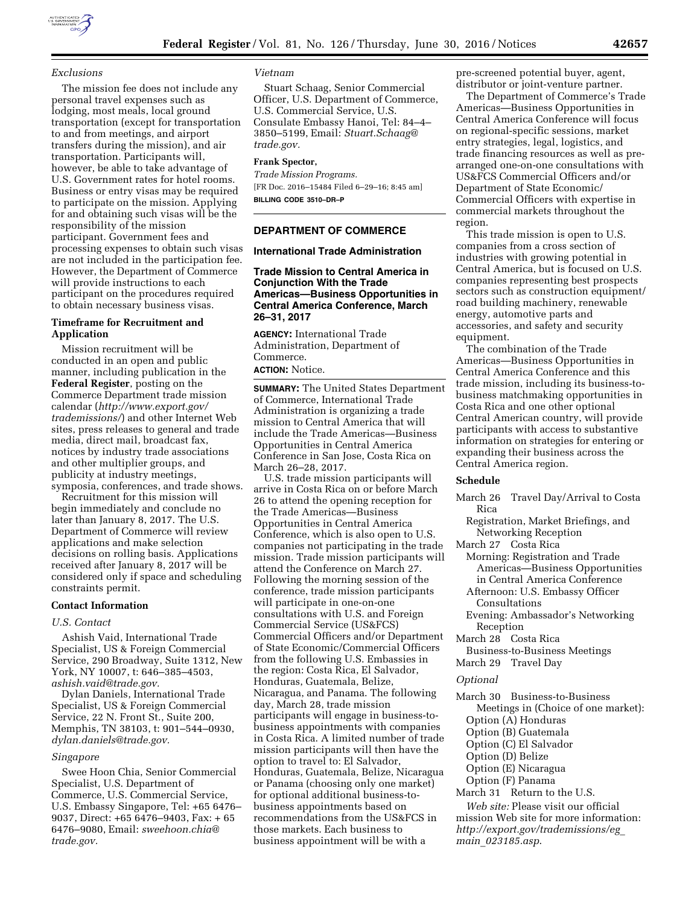*Exclusions*

The mission fee does not include any personal travel expenses such as lodging, most meals, local ground transportation (except for transportation to and from meetings, and airport transfers during the mission), and air transportation. Participants will, however, be able to take advantage of U.S. Government rates for hotel rooms. Business or entry visas may be required to participate on the mission. Applying for and obtaining such visas will be the responsibility of the mission participant. Government fees and processing expenses to obtain such visas are not included in the participation fee. However, the Department of Commerce will provide instructions to each participant on the procedures required to obtain necessary business visas.

**Timeframe for Recruitment and Application**

Mission recruitment will be conducted in an open and public manner, including publication in the **Federal Register**, posting on the Commerce Department trade mission calendar (*http://www.export.gov/trademissions/*) and other Internet Web sites, press releases to general and trade media, direct mail, broadcast fax, notices by industry trade associations and other multiplier groups, and publicity at industry meetings, symposia, conferences, and trade shows.

Recruitment for this mission will begin immediately and conclude no later than January 8, 2017. The U.S. Department of Commerce will review applications and make selection decisions on rolling basis. Applications received after January 8, 2017 will be considered only if space and scheduling constraints permit.

**Contact Information**

*U.S. Contact*

Ashish Vaid, International Trade Specialist, US & Foreign Commercial Service, 290 Broadway, Suite 1312, New York, NY 10007, t: 646–385–4503, *ashish.vaid@trade.gov.*

Dylan Daniels, International Trade Specialist, US & Foreign Commercial Service, 22 N. Front St., Suite 200, Memphis, TN 38103, t: 901–544–0930, *dylan.daniels@trade.gov.*

*Singapore*

Swee Hoon Chia, Senior Commercial Specialist, U.S. Department of Commerce, U.S. Commercial Service, U.S. Embassy Singapore, Tel: +65 6476–9037, Direct: +65 6476–9403, Fax: + 65 6476–9080, Email: *sweehoon.chia@trade.gov.*

*Vietnam*

Stuart Schaag, Senior Commercial Officer, U.S. Department of Commerce, U.S. Commercial Service, U.S. Consulate Embassy Hanoi, Tel: 84–4–3850–5199, Email: *Stuart.Schaag@trade.gov.*

**Frank Spector,**

*Trade Mission Programs.*

[FR Doc. 2016–15484 Filed 6–29–16; 8:45 am]

**BILLING CODE 3510–DR–P**

---

**DEPARTMENT OF COMMERCE**

**International Trade Administration**

**Trade Mission to Central America in Conjunction With the Trade Americas—Business Opportunities in Central America Conference, March 26–31, 2017**

**AGENCY:** International Trade Administration, Department of Commerce.

**ACTION:** Notice.

**SUMMARY:** The United States Department of Commerce, International Trade Administration is organizing a trade mission to Central America that will include the Trade Americas—Business Opportunities in Central America Conference in San Jose, Costa Rica on March 26–28, 2017.

U.S. trade mission participants will arrive in Costa Rica on or before March 26 to attend the opening reception for the Trade Americas—Business Opportunities in Central America Conference, which is also open to U.S. companies not participating in the trade mission. Trade mission participants will attend the Conference on March 27. Following the morning session of the conference, trade mission participants will participate in one-on-one consultations with U.S. and Foreign Commercial Service (US&FCS) Commercial Officers and/or Department of State Economic/Commercial Officers from the following U.S. Embassies in the region: Costa Rica, El Salvador, Honduras, Guatemala, Belize, Nicaragua, and Panama. The following day, March 28, trade mission participants will engage in business-to-business appointments with companies in Costa Rica. A limited number of trade mission participants will then have the option to travel to: El Salvador, Honduras, Guatemala, Belize, Nicaragua or Panama (choosing only one market) for optional additional business-to-business appointments based on recommendations from the US&FCS in those markets. Each business to business appointment will be with a pre-screened potential buyer, agent, distributor or joint-venture partner.

The Department of Commerce's Trade Americas—Business Opportunities in Central America Conference will focus on regional-specific sessions, market entry strategies, legal, logistics, and trade financing resources as well as pre-arranged one-on-one consultations with US&FCS Commercial Officers and/or Department of State Economic/Commercial Officers with expertise in commercial markets throughout the region.

This trade mission is open to U.S. companies from a cross section of industries with growing potential in Central America, but is focused on U.S. companies representing best prospects sectors such as construction equipment/road building machinery, renewable energy, automotive parts and accessories, and safety and security equipment.

The combination of the Trade Americas—Business Opportunities in Central America Conference and this trade mission, including its business-to-business matchmaking opportunities in Costa Rica and one other optional Central American country, will provide participants with access to substantive information on strategies for entering or expanding their business across the Central America region.

**Schedule**

March 26 Travel Day/Arrival to Costa Rica
 Registration, Market Briefings, and Networking Reception
March 27 Costa Rica
 Morning: Registration and Trade Americas—Business Opportunities in Central America Conference
 Afternoon: U.S. Embassy Officer Consultations
 Evening: Ambassador's Networking Reception
March 28 Costa Rica
 Business-to-Business Meetings
March 29 Travel Day

*Optional*

March 30 Business-to-Business Meetings in (Choice of one market):
 Option (A) Honduras
 Option (B) Guatemala
 Option (C) El Salvador
 Option (D) Belize
 Option (E) Nicaragua
 Option (F) Panama
March 31 Return to the U.S.

*Web site:* Please visit our official mission Web site for more information: *http://export.gov/trademissions/eg_main_023185.asp*.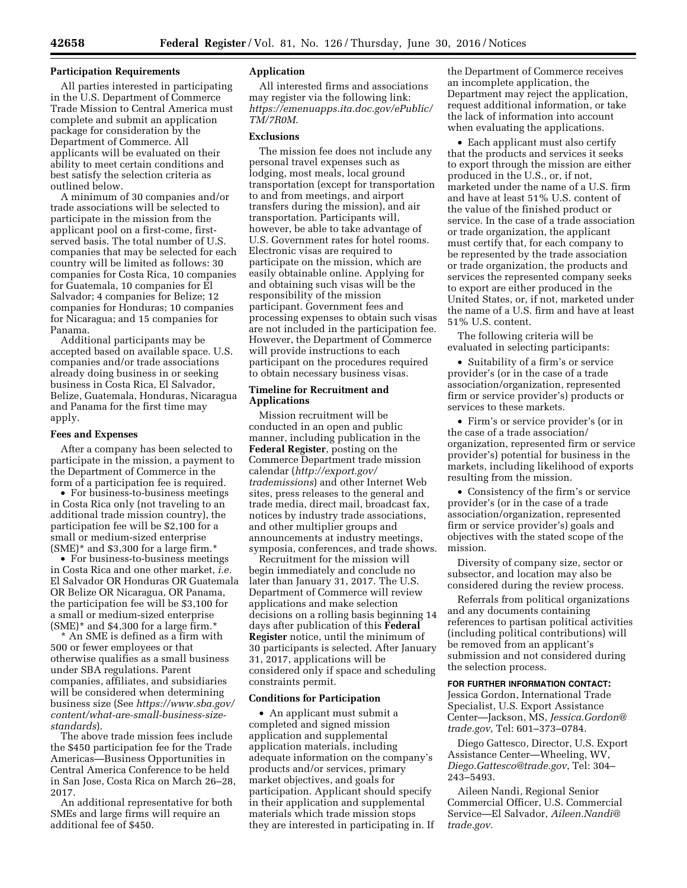**Participation Requirements**

All parties interested in participating in the U.S. Department of Commerce Trade Mission to Central America must complete and submit an application package for consideration by the Department of Commerce. All applicants will be evaluated on their ability to meet certain conditions and best satisfy the selection criteria as outlined below.

A minimum of 30 companies and/or trade associations will be selected to participate in the mission from the applicant pool on a first-come, first-served basis. The total number of U.S. companies that may be selected for each country will be limited as follows: 30 companies for Costa Rica, 10 companies for Guatemala, 10 companies for El Salvador; 4 companies for Belize; 12 companies for Honduras; 10 companies for Nicaragua; and 15 companies for Panama.

Additional participants may be accepted based on available space. U.S. companies and/or trade associations already doing business in or seeking business in Costa Rica, El Salvador, Belize, Guatemala, Honduras, Nicaragua and Panama for the first time may apply.

**Fees and Expenses**

After a company has been selected to participate in the mission, a payment to the Department of Commerce in the form of a participation fee is required.

- For business-to-business meetings in Costa Rica only (not traveling to an additional trade mission country), the participation fee will be $2,100 for a small or medium-sized enterprise (SME)* and $3,300 for a large firm.*
- For business-to-business meetings in Costa Rica and one other market, *i.e.* El Salvador OR Honduras OR Guatemala OR Belize OR Nicaragua, OR Panama, the participation fee will be $3,100 for a small or medium-sized enterprise (SME)* and $4,300 for a large firm.*

\* An SME is defined as a firm with 500 or fewer employees or that otherwise qualifies as a small business under SBA regulations. Parent companies, affiliates, and subsidiaries will be considered when determining business size (See *https://www.sba.gov/content/what-are-small-business-size-standards*).

The above trade mission fees include the $450 participation fee for the Trade Americas—Business Opportunities in Central America Conference to be held in San Jose, Costa Rica on March 26–28, 2017.

An additional representative for both SMEs and large firms will require an additional fee of $450.

**Application**

All interested firms and associations may register via the following link: *https://emenuapps.ita.doc.gov/ePublic/TM/7R0M.*

**Exclusions**

The mission fee does not include any personal travel expenses such as lodging, most meals, local ground transportation (except for transportation to and from meetings, and airport transfers during the mission), and air transportation. Participants will, however, be able to take advantage of U.S. Government rates for hotel rooms. Electronic visas are required to participate on the mission, which are easily obtainable online. Applying for and obtaining such visas will be the responsibility of the mission participant. Government fees and processing expenses to obtain such visas are not included in the participation fee. However, the Department of Commerce will provide instructions to each participant on the procedures required to obtain necessary business visas.

**Timeline for Recruitment and Applications**

Mission recruitment will be conducted in an open and public manner, including publication in the **Federal Register**, posting on the Commerce Department trade mission calendar (*http://export.gov/tradeemissions*) and other Internet Web sites, press releases to the general and trade media, direct mail, broadcast fax, notices by industry trade associations, and other multiplier groups and announcements at industry meetings, symposia, conferences, and trade shows.

Recruitment for the mission will begin immediately and conclude no later than January 31, 2017. The U.S. Department of Commerce will review applications and make selection decisions on a rolling basis beginning 14 days after publication of this **Federal Register** notice, until the minimum of 30 participants is selected. After January 31, 2017, applications will be considered only if space and scheduling constraints permit.

**Conditions for Participation**

- An applicant must submit a completed and signed mission application and supplemental application materials, including adequate information on the company's products and/or services, primary market objectives, and goals for participation. Applicant should specify in their application and supplemental materials which trade mission stops they are interested in participating in. If the Department of Commerce receives an incomplete application, the Department may reject the application, request additional information, or take the lack of information into account when evaluating the applications.
- Each applicant must also certify that the products and services it seeks to export through the mission are either produced in the U.S., or, if not, marketed under the name of a U.S. firm and have at least 51% U.S. content of the value of the finished product or service. In the case of a trade association or trade organization, the applicant must certify that, for each company to be represented by the trade association or trade organization, the products and services the represented company seeks to export are either produced in the United States, or, if not, marketed under the name of a U.S. firm and have at least 51% U.S. content.

The following criteria will be evaluated in selecting participants:

- Suitability of a firm's or service provider's (or in the case of a trade association/organization, represented firm or service provider's) products or services to these markets.
- Firm's or service provider's (or in the case of a trade association/organization, represented firm or service provider's) potential for business in the markets, including likelihood of exports resulting from the mission.
- Consistency of the firm's or service provider's (or in the case of a trade association/organization, represented firm or service provider's) goals and objectives with the stated scope of the mission.

Diversity of company size, sector or subsector, and location may also be considered during the review process.

Referrals from political organizations and any documents containing references to partisan political activities (including political contributions) will be removed from an applicant's submission and not considered during the selection process.

**FOR FURTHER INFORMATION CONTACT:** Jessica Gordon, International Trade Specialist, U.S. Export Assistance Center—Jackson, MS, *Jessica.Gordon@trade.gov*, Tel: 601–373–0784.

Diego Gattesco, Director, U.S. Export Assistance Center—Wheeling, WV, *Diego.Gattesco@trade.gov*, Tel: 304–243–5493.

Aileen Nandi, Regional Senior Commercial Officer, U.S. Commercial Service—El Salvador, *Aileen.Nandi@trade.gov.*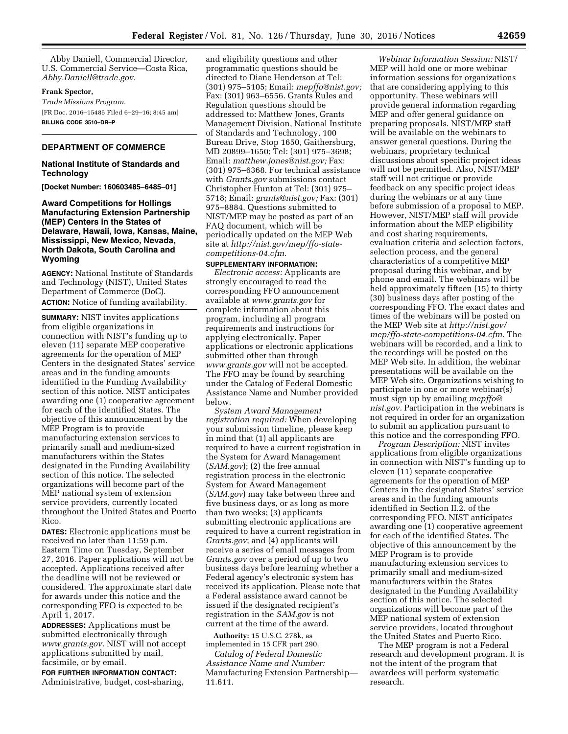Abby Daniell, Commercial Director, U.S. Commercial Service—Costa Rica, *Abby.Daniell@trade.gov.*

**Frank Spector,**

*Trade Missions Program.*

[FR Doc. 2016–15485 Filed 6–29–16; 8:45 am]

**BILLING CODE 3510–DR–P**

## DEPARTMENT OF COMMERCE

### National Institute of Standards and Technology

**[Docket Number: 160603485–6485–01]**

### Award Competitions for Hollings Manufacturing Extension Partnership (MEP) Centers in the States of Delaware, Hawaii, Iowa, Kansas, Maine, Mississippi, New Mexico, Nevada, North Dakota, South Carolina and Wyoming

**AGENCY:** National Institute of Standards and Technology (NIST), United States Department of Commerce (DoC).

**ACTION:** Notice of funding availability.

**SUMMARY:** NIST invites applications from eligible organizations in connection with NIST's funding up to eleven (11) separate MEP cooperative agreements for the operation of MEP Centers in the designated States' service areas and in the funding amounts identified in the Funding Availability section of this notice. NIST anticipates awarding one (1) cooperative agreement for each of the identified States. The objective of this announcement by the MEP Program is to provide manufacturing extension services to primarily small and medium-sized manufacturers within the States designated in the Funding Availability section of this notice. The selected organizations will become part of the MEP national system of extension service providers, currently located throughout the United States and Puerto Rico.

**DATES:** Electronic applications must be received no later than 11:59 p.m. Eastern Time on Tuesday, September 27, 2016. Paper applications will not be accepted. Applications received after the deadline will not be reviewed or considered. The approximate start date for awards under this notice and the corresponding FFO is expected to be April 1, 2017.

**ADDRESSES:** Applications must be submitted electronically through *www.grants.gov.* NIST will not accept applications submitted by mail, facsimile, or by email.

**FOR FURTHER INFORMATION CONTACT:** Administrative, budget, cost-sharing, and eligibility questions and other programmatic questions should be directed to Diane Henderson at Tel: (301) 975–5105; Email: *mepffo@nist.gov;* Fax: (301) 963–6556. Grants Rules and Regulation questions should be addressed to: Matthew Jones, Grants Management Division, National Institute of Standards and Technology, 100 Bureau Drive, Stop 1650, Gaithersburg, MD 20899–1650; Tel: (301) 975–3698; Email: *matthew.jones@nist.gov;* Fax: (301) 975–6368. For technical assistance with *Grants.gov* submissions contact Christopher Hunton at Tel: (301) 975–5718; Email: *grants@nist.gov;* Fax: (301) 975–8884. Questions submitted to NIST/MEP may be posted as part of an FAQ document, which will be periodically updated on the MEP Web site at *http://nist.gov/mep/ffo-state-competitions-04.cfm.*

**SUPPLEMENTARY INFORMATION:**

*Electronic access:* Applicants are strongly encouraged to read the corresponding FFO announcement available at *www.grants.gov* for complete information about this program, including all program requirements and instructions for applying electronically. Paper applications or electronic applications submitted other than through *www.grants.gov* will not be accepted. The FFO may be found by searching under the Catalog of Federal Domestic Assistance Name and Number provided below.

*System Award Management registration required:* When developing your submission timeline, please keep in mind that (1) all applicants are required to have a current registration in the System for Award Management (*SAM.gov*); (2) the free annual registration process in the electronic System for Award Management (*SAM.gov*) may take between three and five business days, or as long as more than two weeks; (3) applicants submitting electronic applications are required to have a current registration in *Grants.gov*; and (4) applicants will receive a series of email messages from *Grants.gov* over a period of up to two business days before learning whether a Federal agency's electronic system has received its application. Please note that a Federal assistance award cannot be issued if the designated recipient's registration in the *SAM.gov* is not current at the time of the award.

**Authority:** 15 U.S.C. 278k, as implemented in 15 CFR part 290.

*Catalog of Federal Domestic Assistance Name and Number:* Manufacturing Extension Partnership—11.611.

*Webinar Information Session:* NIST/MEP will hold one or more webinar information sessions for organizations that are considering applying to this opportunity. These webinars will provide general information regarding MEP and offer general guidance on preparing proposals. NIST/MEP staff will be available on the webinars to answer general questions. During the webinars, proprietary technical discussions about specific project ideas will not be permitted. Also, NIST/MEP staff will not critique or provide feedback on any specific project ideas during the webinars or at any time before submission of a proposal to MEP. However, NIST/MEP staff will provide information about the MEP eligibility and cost sharing requirements, evaluation criteria and selection factors, selection process, and the general characteristics of a competitive MEP proposal during this webinar, and by phone and email. The webinars will be held approximately fifteen (15) to thirty (30) business days after posting of the corresponding FFO. The exact dates and times of the webinars will be posted on the MEP Web site at *http://nist.gov/mep/ffo-state-competitions-04.cfm.* The webinars will be recorded, and a link to the recordings will be posted on the MEP Web site. In addition, the webinar presentations will be available on the MEP Web site. Organizations wishing to participate in one or more webinar(s) must sign up by emailing *mepffo@nist.gov.* Participation in the webinars is not required in order for an organization to submit an application pursuant to this notice and the corresponding FFO.

*Program Description:* NIST invites applications from eligible organizations in connection with NIST's funding up to eleven (11) separate cooperative agreements for the operation of MEP Centers in the designated States' service areas and in the funding amounts identified in Section II.2. of the corresponding FFO. NIST anticipates awarding one (1) cooperative agreement for each of the identified States. The objective of this announcement by the MEP Program is to provide manufacturing extension services to primarily small and medium-sized manufacturers within the States designated in the Funding Availability section of this notice. The selected organizations will become part of the MEP national system of extension service providers, located throughout the United States and Puerto Rico.

The MEP program is not a Federal research and development program. It is not the intent of the program that awardees will perform systematic research.